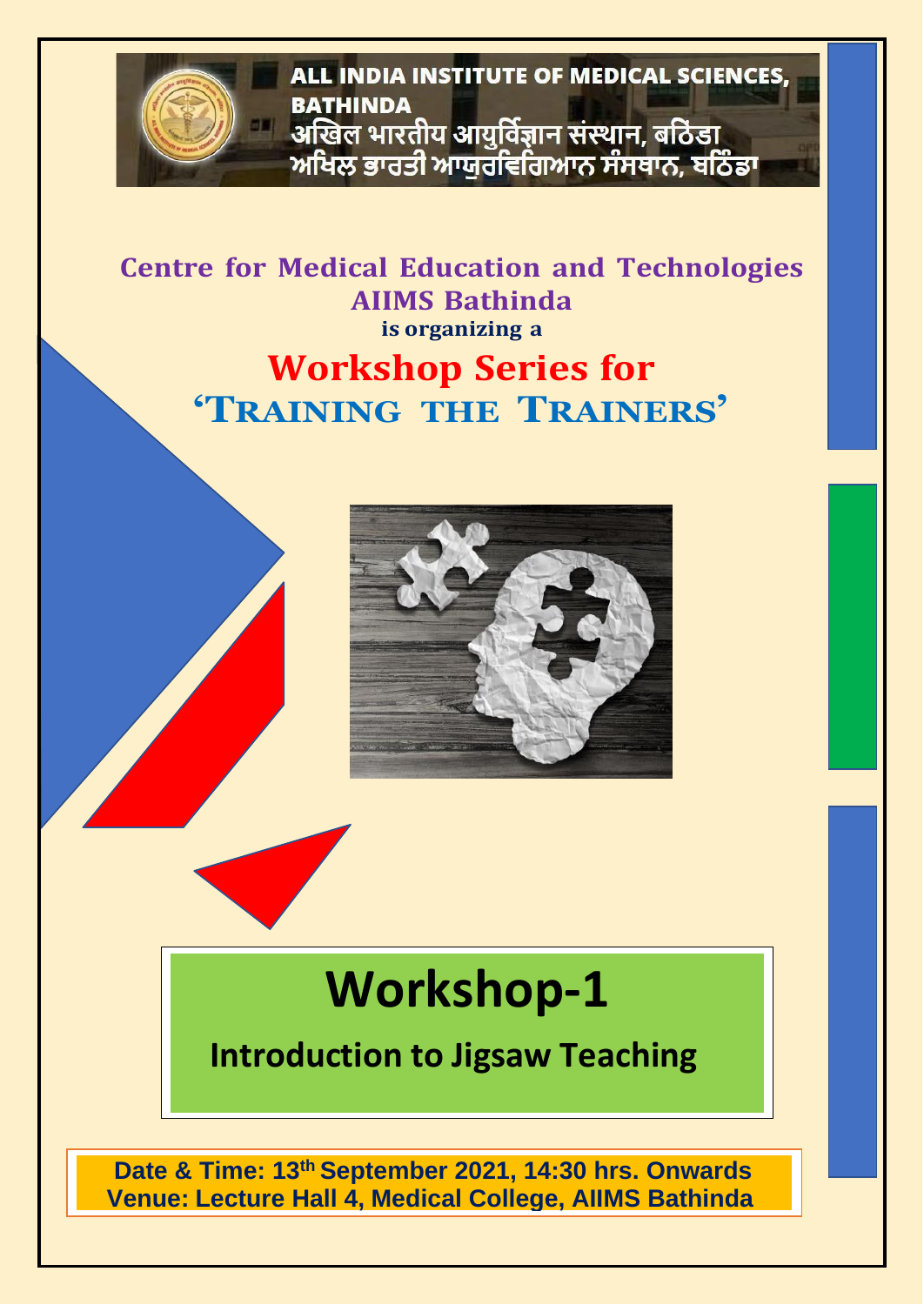**ALL INDIA INSTITUTE OF MEDICAL SCIENCES, BATHINDA**

**अखिल भारतीय आयुर्विज्ञान संस्थान, बठिंडा**

**ਅਖਿਲ ਭਾਰਤੀ ਆਯੁਰਵਿਗਿਆਨ ਸੰਸਥਾਨ, ਬਠਿੰਡਾ**

## Centre for Medical Education and Technologies AIIMS Bathinda

**is organizing a**

# Workshop Series for 'Training the Trainers'

# Workshop-1

## Introduction to Jigsaw Teaching

**Date & Time: 13th September 2021, 14:30 hrs. Onwards**
**Venue: Lecture Hall 4, Medical College, AIIMS Bathinda**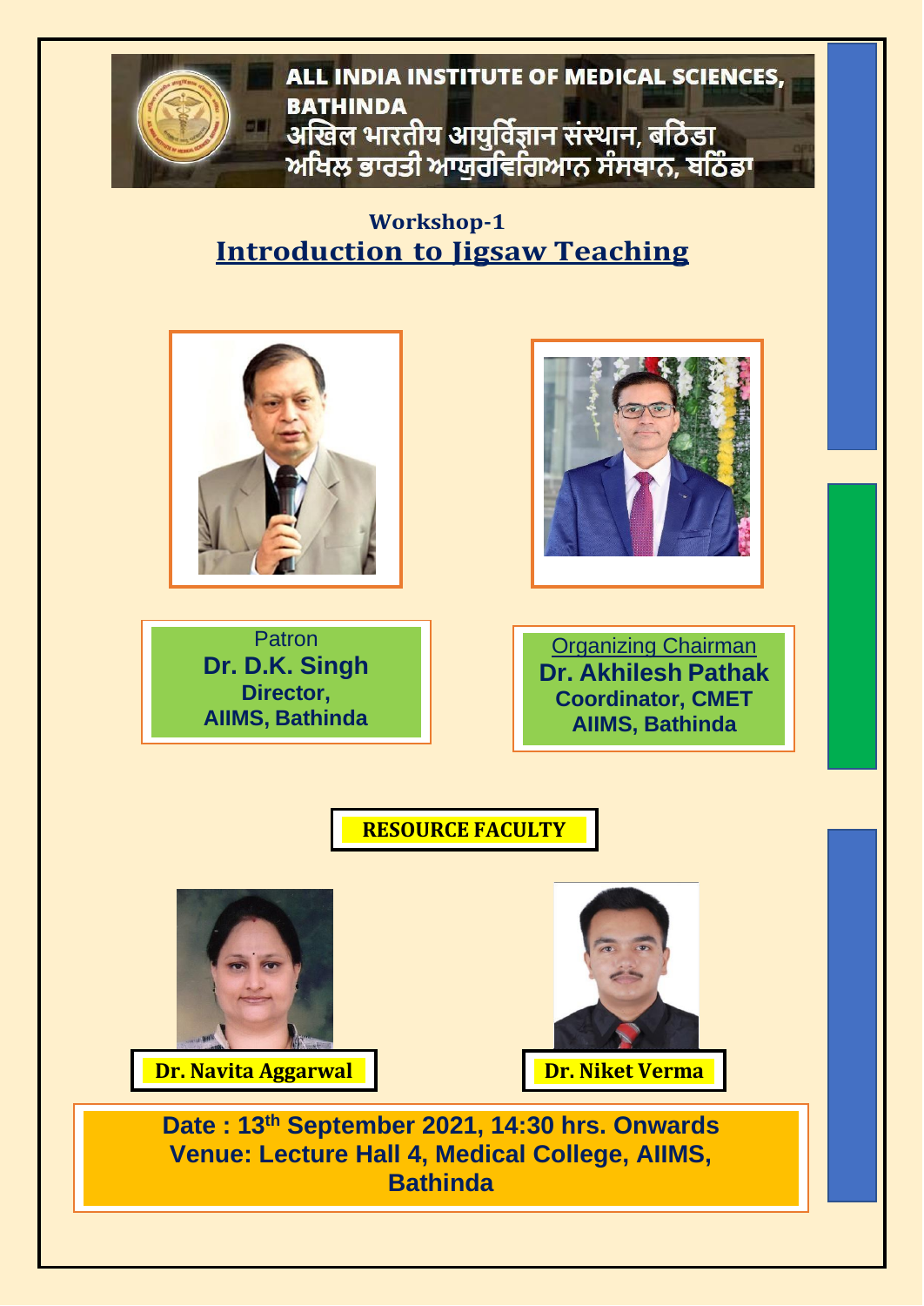**ALL INDIA INSTITUTE OF MEDICAL SCIENCES, BATHINDA**

**अखिल भारतीय आयुर्विज्ञान संस्थान, बठिंडा**

**ਅਖਿਲ ਭਾਰਤੀ ਆਯੁਰਵਿਗਿਆਨ ਸੰਸਥਾਨ, ਬਠਿੰਡਾ**

## Workshop-1

## Introduction to Jigsaw Teaching

Patron
**Dr. D.K. Singh**
**Director,**
**AIIMS, Bathinda**

Organizing Chairman
**Dr. Akhilesh Pathak**
**Coordinator, CMET**
**AIIMS, Bathinda**

**RESOURCE FACULTY**

**Dr. Navita Aggarwal**

**Dr. Niket Verma**

**Date : 13th September 2021, 14:30 hrs. Onwards**
**Venue: Lecture Hall 4, Medical College, AIIMS, Bathinda**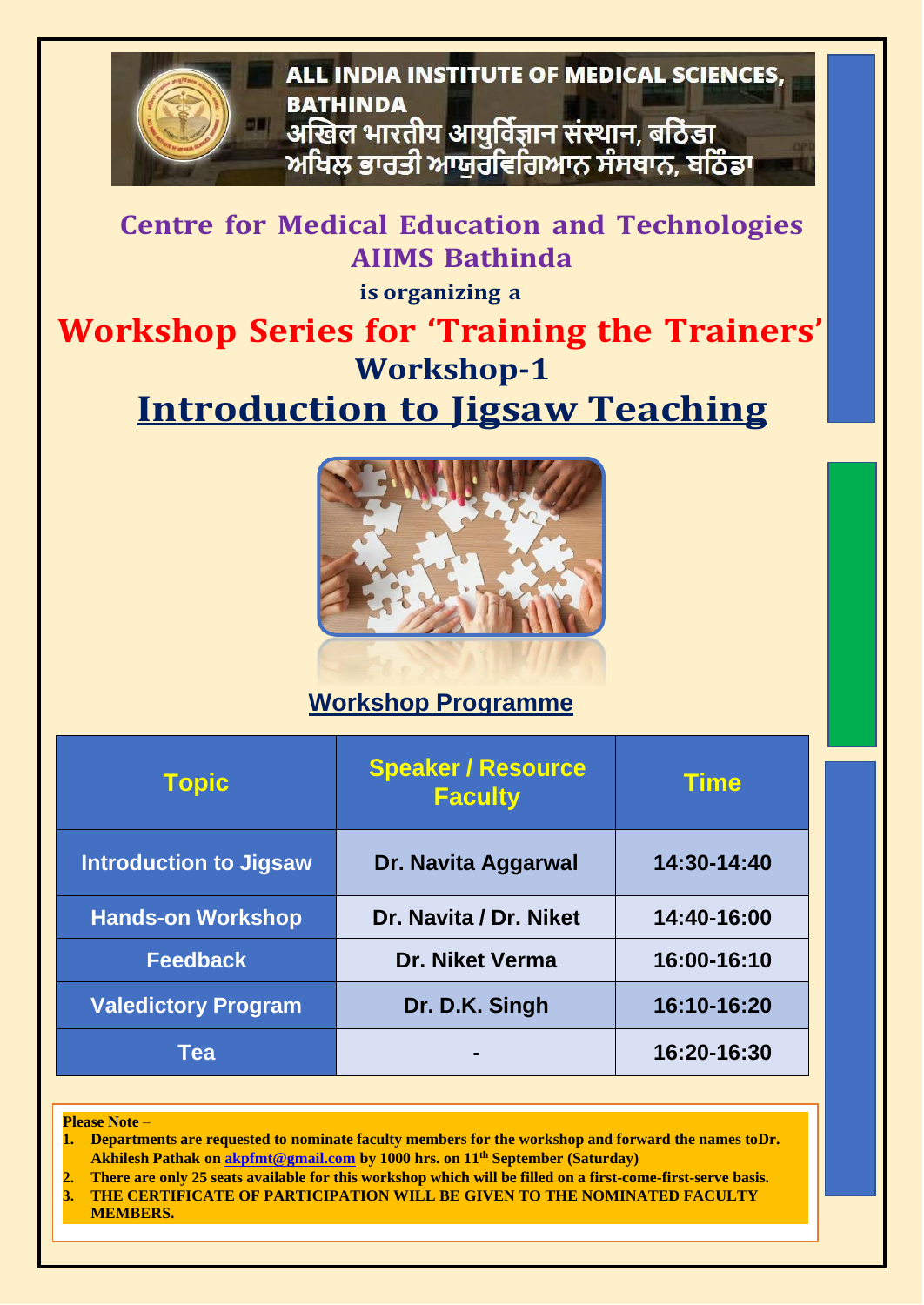**ALL INDIA INSTITUTE OF MEDICAL SCIENCES, BATHINDA**
**अखिल भारतीय आयुर्विज्ञान संस्थान, बठिंडा**
**ਅਖਿਲ ਭਾਰਤੀ ਆਯੁਰਵਿਗਿਆਨ ਸੰਸਥਾਨ, ਬਠਿੰਡਾ**

## Centre for Medical Education and Technologies AIIMS Bathinda

**is organizing a**

# Workshop Series for 'Training the Trainers'

## Workshop-1

# Introduction to Jigsaw Teaching

## Workshop Programme

| Topic | Speaker / Resource Faculty | Time |
|---|---|---|
| Introduction to Jigsaw | Dr. Navita Aggarwal | 14:30-14:40 |
| Hands-on Workshop | Dr. Navita / Dr. Niket | 14:40-16:00 |
| Feedback | Dr. Niket Verma | 16:00-16:10 |
| Valedictory Program | Dr. D.K. Singh | 16:10-16:20 |
| Tea | - | 16:20-16:30 |

**Please Note –**

1. **Departments are requested to nominate faculty members for the workshop and forward the names toDr. Akhilesh Pathak on akpfmt@gmail.com by 1000 hrs. on 11th September (Saturday)**
2. **There are only 25 seats available for this workshop which will be filled on a first-come-first-serve basis.**
3. **THE CERTIFICATE OF PARTICIPATION WILL BE GIVEN TO THE NOMINATED FACULTY MEMBERS.**